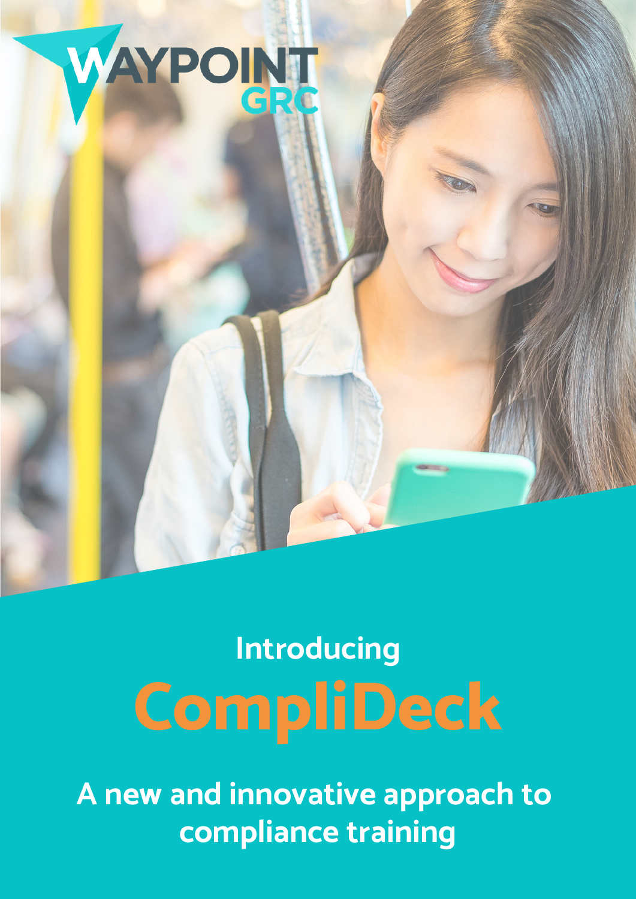WAYPOINT GRC

Introducing

# CompliDeck

## A new and innovative approach to compliance training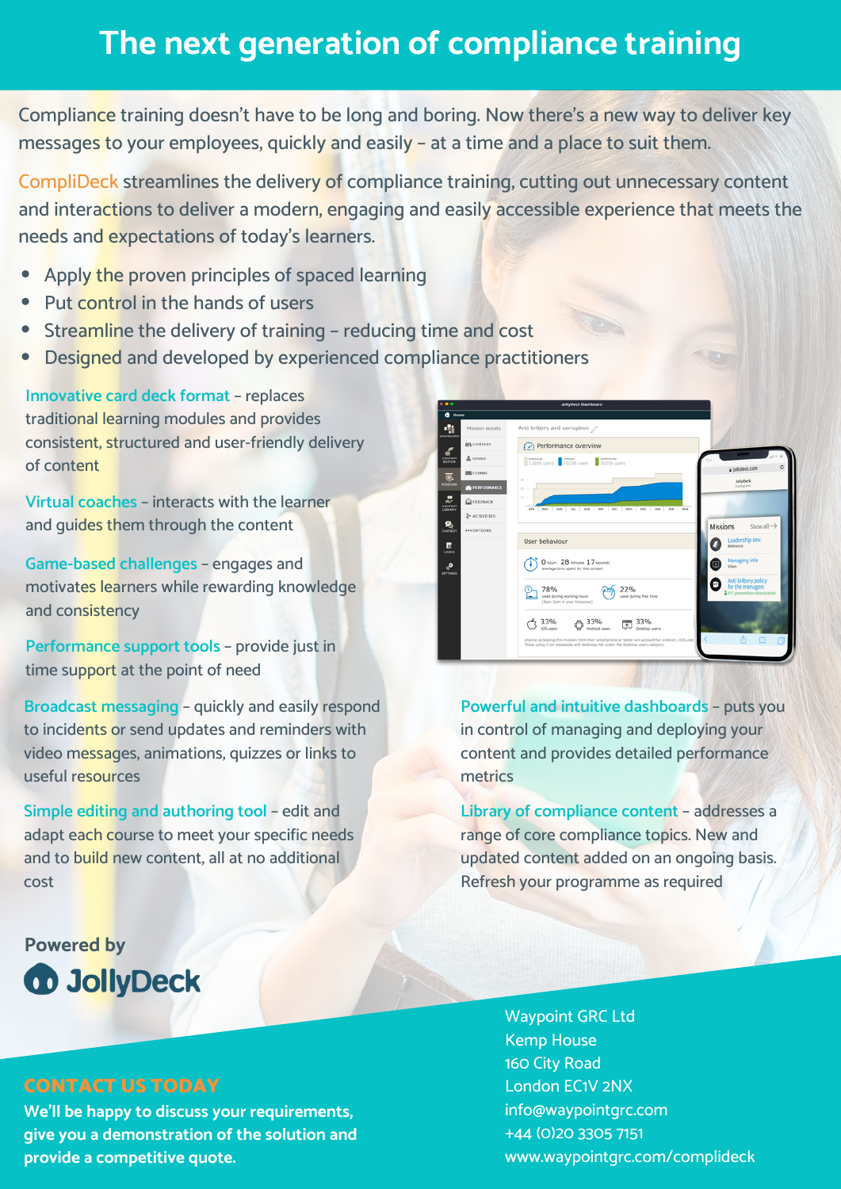# The next generation of compliance training

Compliance training doesn't have to be long and boring. Now there's a new way to deliver key messages to your employees, quickly and easily – at a time and a place to suit them.

CompliDeck streamlines the delivery of compliance training, cutting out unnecessary content and interactions to deliver a modern, engaging and easily accessible experience that meets the needs and expectations of today's learners.

- Apply the proven principles of spaced learning
- Put control in the hands of users
- Streamline the delivery of training – reducing time and cost
- Designed and developed by experienced compliance practitioners

**Innovative card deck format** – replaces traditional learning modules and provides consistent, structured and user-friendly delivery of content

**Virtual coaches** – interacts with the learner and guides them through the content

**Game-based challenges** – engages and motivates learners while rewarding knowledge and consistency

**Performance support tools** – provide just in time support at the point of need

**Broadcast messaging** – quickly and easily respond to incidents or send updates and reminders with video messages, animations, quizzes or links to useful resources

**Simple editing and authoring tool** – edit and adapt each course to meet your specific needs and to build new content, all at no additional cost

**Powerful and intuitive dashboards** – puts you in control of managing and deploying your content and provides detailed performance metrics

**Library of compliance content** – addresses a range of core compliance topics. New and updated content added on an ongoing basis. Refresh your programme as required

Powered by

JollyDeck

## CONTACT US TODAY

**We'll be happy to discuss your requirements, give you a demonstration of the solution and provide a competitive quote.**

Waypoint GRC Ltd
Kemp House
160 City Road
London EC1V 2NX
info@waypointgrc.com
+44 (0)20 3305 7151
www.waypointgrc.com/complideck